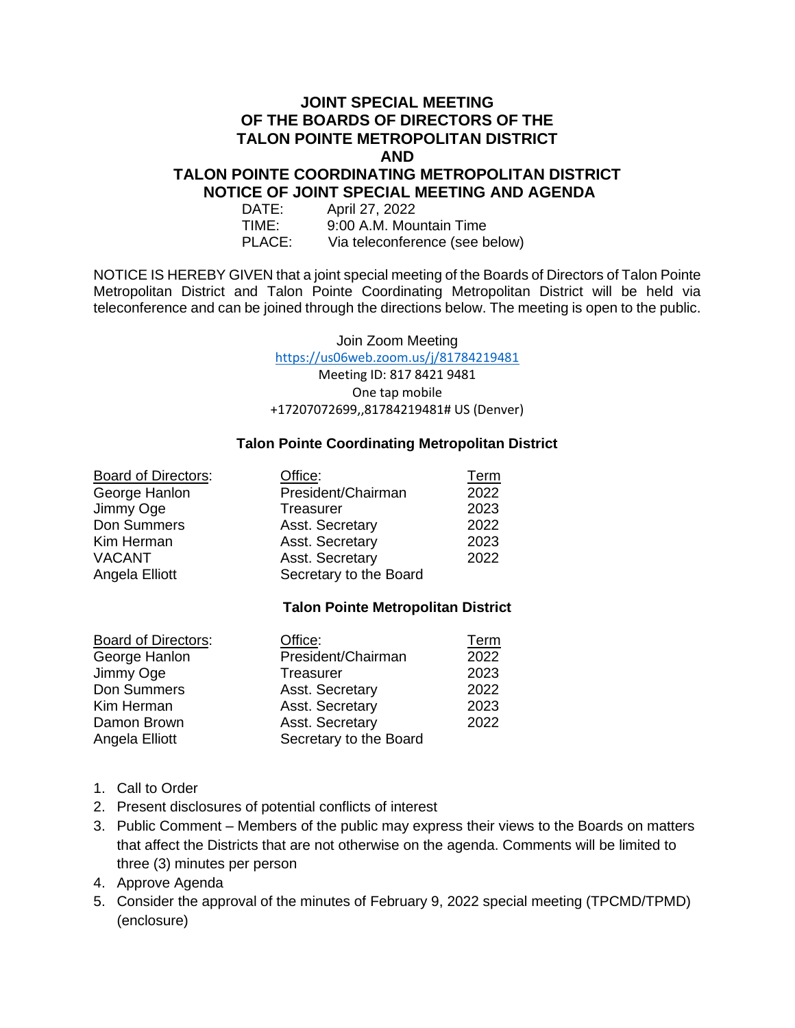# JOINT SPECIAL MEETING OF THE BOARDS OF DIRECTORS OF THE TALON POINTE METROPOLITAN DISTRICT AND TALON POINTE COORDINATING METROPOLITAN DISTRICT

## NOTICE OF JOINT SPECIAL MEETING AND AGENDA

DATE: April 27, 2022
TIME: 9:00 A.M. Mountain Time
PLACE: Via teleconference (see below)

NOTICE IS HEREBY GIVEN that a joint special meeting of the Boards of Directors of Talon Pointe Metropolitan District and Talon Pointe Coordinating Metropolitan District will be held via teleconference and can be joined through the directions below. The meeting is open to the public.

Join Zoom Meeting
https://us06web.zoom.us/j/81784219481
Meeting ID: 817 8421 9481
One tap mobile
+17207072699,,81784219481# US (Denver)

### Talon Pointe Coordinating Metropolitan District

| Board of Directors: | Office: | Term |
|---|---|---|
| George Hanlon | President/Chairman | 2022 |
| Jimmy Oge | Treasurer | 2023 |
| Don Summers | Asst. Secretary | 2022 |
| Kim Herman | Asst. Secretary | 2023 |
| VACANT | Asst. Secretary | 2022 |
| Angela Elliott | Secretary to the Board | |

### Talon Pointe Metropolitan District

| Board of Directors: | Office: | Term |
|---|---|---|
| George Hanlon | President/Chairman | 2022 |
| Jimmy Oge | Treasurer | 2023 |
| Don Summers | Asst. Secretary | 2022 |
| Kim Herman | Asst. Secretary | 2023 |
| Damon Brown | Asst. Secretary | 2022 |
| Angela Elliott | Secretary to the Board | |

1. Call to Order
2. Present disclosures of potential conflicts of interest
3. Public Comment – Members of the public may express their views to the Boards on matters that affect the Districts that are not otherwise on the agenda. Comments will be limited to three (3) minutes per person
4. Approve Agenda
5. Consider the approval of the minutes of February 9, 2022 special meeting (TPCMD/TPMD) (enclosure)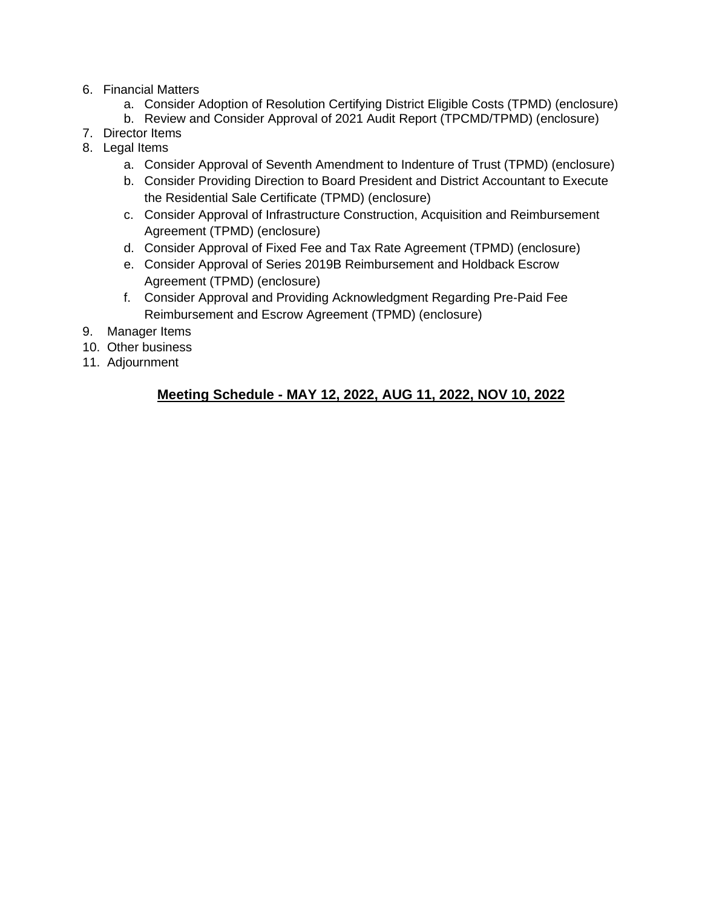6. Financial Matters
    a. Consider Adoption of Resolution Certifying District Eligible Costs (TPMD) (enclosure)
    b. Review and Consider Approval of 2021 Audit Report (TPCMD/TPMD) (enclosure)
7. Director Items
8. Legal Items
    a. Consider Approval of Seventh Amendment to Indenture of Trust (TPMD) (enclosure)
    b. Consider Providing Direction to Board President and District Accountant to Execute the Residential Sale Certificate (TPMD) (enclosure)
    c. Consider Approval of Infrastructure Construction, Acquisition and Reimbursement Agreement (TPMD) (enclosure)
    d. Consider Approval of Fixed Fee and Tax Rate Agreement (TPMD) (enclosure)
    e. Consider Approval of Series 2019B Reimbursement and Holdback Escrow Agreement (TPMD) (enclosure)
    f. Consider Approval and Providing Acknowledgment Regarding Pre-Paid Fee Reimbursement and Escrow Agreement (TPMD) (enclosure)
9. Manager Items
10. Other business
11. Adjournment

**Meeting Schedule - MAY 12, 2022, AUG 11, 2022, NOV 10, 2022**